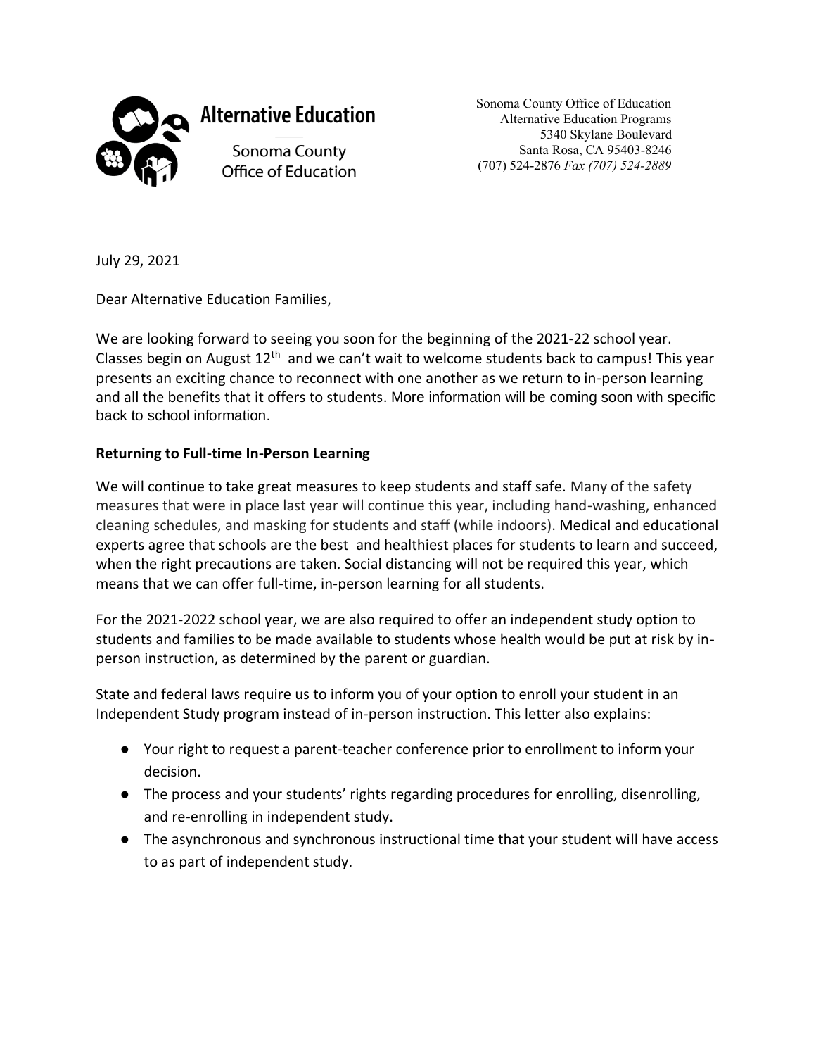**Alternative Education**

Sonoma County Office of Education

Sonoma County Office of Education
Alternative Education Programs
5340 Skylane Boulevard
Santa Rosa, CA 95403-8246
(707) 524-2876 *Fax (707) 524-2889*

July 29, 2021

Dear Alternative Education Families,

We are looking forward to seeing you soon for the beginning of the 2021-22 school year. Classes begin on August 12th and we can't wait to welcome students back to campus! This year presents an exciting chance to reconnect with one another as we return to in-person learning and all the benefits that it offers to students. More information will be coming soon with specific back to school information.

**Returning to Full-time In-Person Learning**

We will continue to take great measures to keep students and staff safe. Many of the safety measures that were in place last year will continue this year, including hand-washing, enhanced cleaning schedules, and masking for students and staff (while indoors). Medical and educational experts agree that schools are the best and healthiest places for students to learn and succeed, when the right precautions are taken. Social distancing will not be required this year, which means that we can offer full-time, in-person learning for all students.

For the 2021-2022 school year, we are also required to offer an independent study option to students and families to be made available to students whose health would be put at risk by in-person instruction, as determined by the parent or guardian.

State and federal laws require us to inform you of your option to enroll your student in an Independent Study program instead of in-person instruction. This letter also explains:

- Your right to request a parent-teacher conference prior to enrollment to inform your decision.
- The process and your students' rights regarding procedures for enrolling, disenrolling, and re-enrolling in independent study.
- The asynchronous and synchronous instructional time that your student will have access to as part of independent study.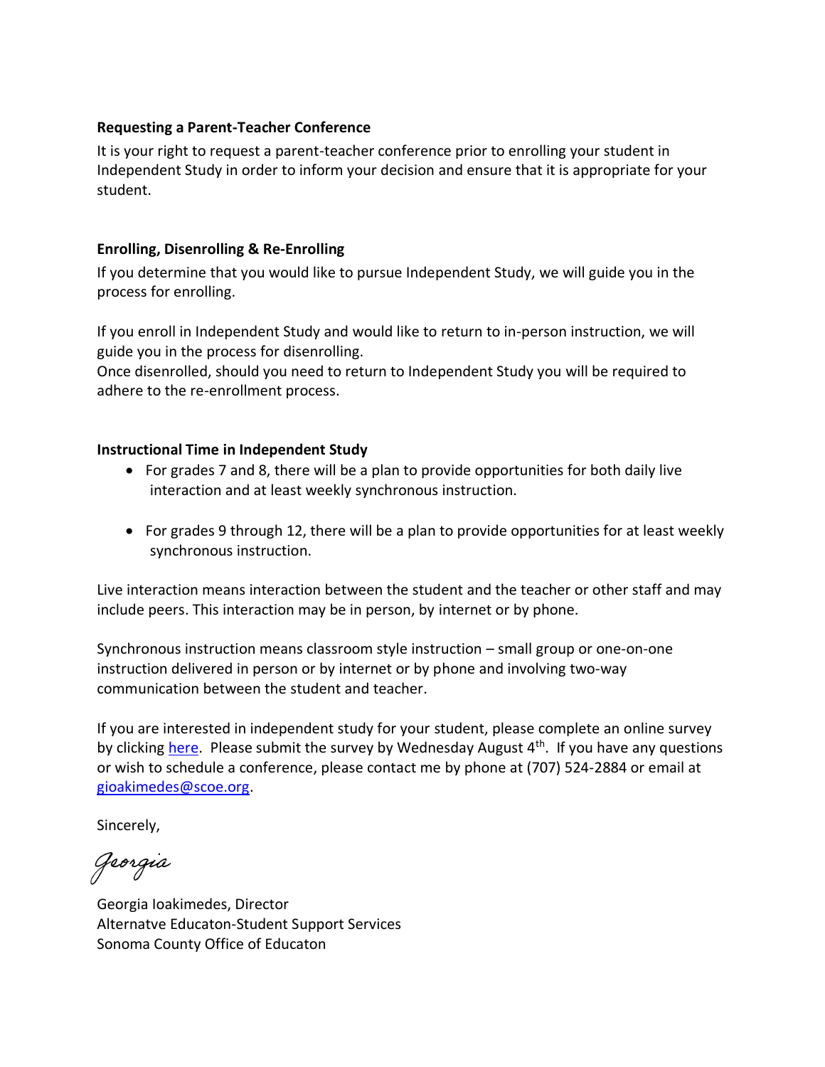**Requesting a Parent-Teacher Conference**

It is your right to request a parent-teacher conference prior to enrolling your student in Independent Study in order to inform your decision and ensure that it is appropriate for your student.

**Enrolling, Disenrolling & Re-Enrolling**

If you determine that you would like to pursue Independent Study, we will guide you in the process for enrolling.

If you enroll in Independent Study and would like to return to in-person instruction, we will guide you in the process for disenrolling.
Once disenrolled, should you need to return to Independent Study you will be required to adhere to the re-enrollment process.

**Instructional Time in Independent Study**

- For grades 7 and 8, there will be a plan to provide opportunities for both daily live interaction and at least weekly synchronous instruction.
- For grades 9 through 12, there will be a plan to provide opportunities for at least weekly synchronous instruction.

Live interaction means interaction between the student and the teacher or other staff and may include peers. This interaction may be in person, by internet or by phone.

Synchronous instruction means classroom style instruction – small group or one-on-one instruction delivered in person or by internet or by phone and involving two-way communication between the student and teacher.

If you are interested in independent study for your student, please complete an online survey by clicking here. Please submit the survey by Wednesday August 4th. If you have any questions or wish to schedule a conference, please contact me by phone at (707) 524-2884 or email at gioakimedes@scoe.org.

Sincerely,

Georgia

Georgia Ioakimedes, Director
Alternatve Educaton-Student Support Services
Sonoma County Office of Educaton